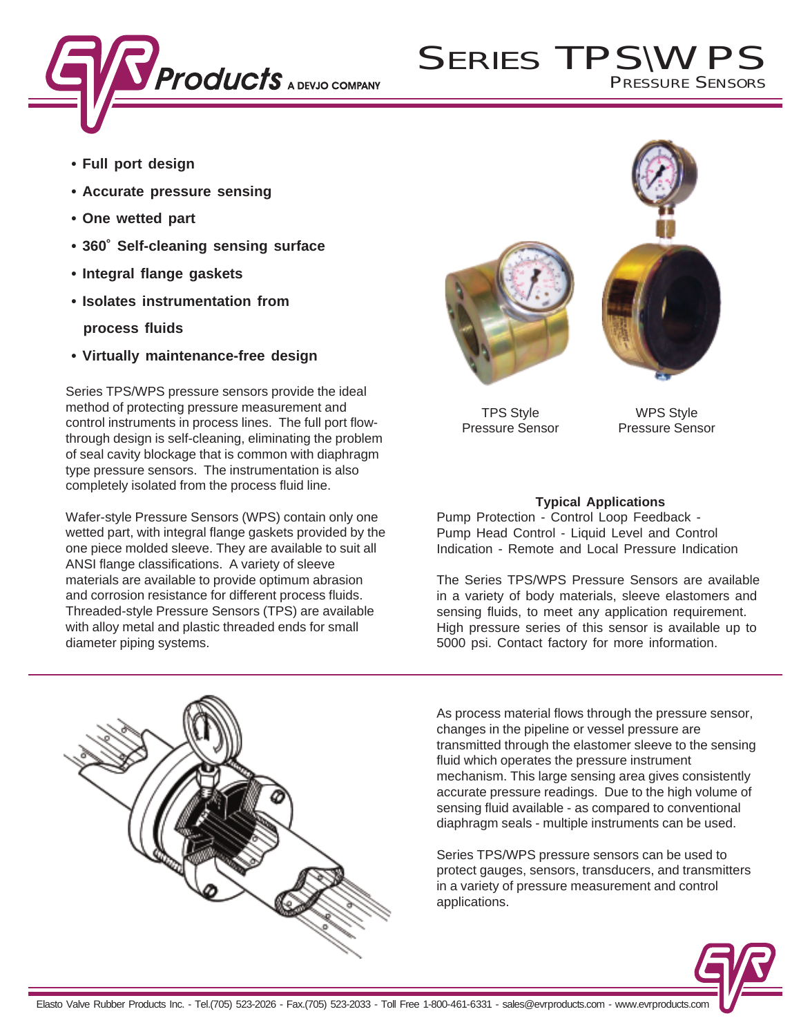# Series TPS\WPS

## Pressure Sensors

- **Full port design**
- **Accurate pressure sensing**
- **One wetted part**
- **360° Self-cleaning sensing surface**
- **Integral flange gaskets**
- **Isolates instrumentation from process fluids**
- **Virtually maintenance-free design**

Series TPS/WPS pressure sensors provide the ideal method of protecting pressure measurement and control instruments in process lines. The full port flow-through design is self-cleaning, eliminating the problem of seal cavity blockage that is common with diaphragm type pressure sensors. The instrumentation is also completely isolated from the process fluid line.

Wafer-style Pressure Sensors (WPS) contain only one wetted part, with integral flange gaskets provided by the one piece molded sleeve. They are available to suit all ANSI flange classifications. A variety of sleeve materials are available to provide optimum abrasion and corrosion resistance for different process fluids. Threaded-style Pressure Sensors (TPS) are available with alloy metal and plastic threaded ends for small diameter piping systems.

TPS Style Pressure Sensor

WPS Style Pressure Sensor

**Typical Applications**

Pump Protection - Control Loop Feedback - Pump Head Control - Liquid Level and Control Indication - Remote and Local Pressure Indication

The Series TPS/WPS Pressure Sensors are available in a variety of body materials, sleeve elastomers and sensing fluids, to meet any application requirement. High pressure series of this sensor is available up to 5000 psi. Contact factory for more information.

As process material flows through the pressure sensor, changes in the pipeline or vessel pressure are transmitted through the elastomer sleeve to the sensing fluid which operates the pressure instrument mechanism. This large sensing area gives consistently accurate pressure readings. Due to the high volume of sensing fluid available - as compared to conventional diaphragm seals - multiple instruments can be used.

Series TPS/WPS pressure sensors can be used to protect gauges, sensors, transducers, and transmitters in a variety of pressure measurement and control applications.

Elasto Valve Rubber Products Inc. - Tel.(705) 523-2026 - Fax.(705) 523-2033 - Toll Free 1-800-461-6331 - sales@evrproducts.com - www.evrproducts.com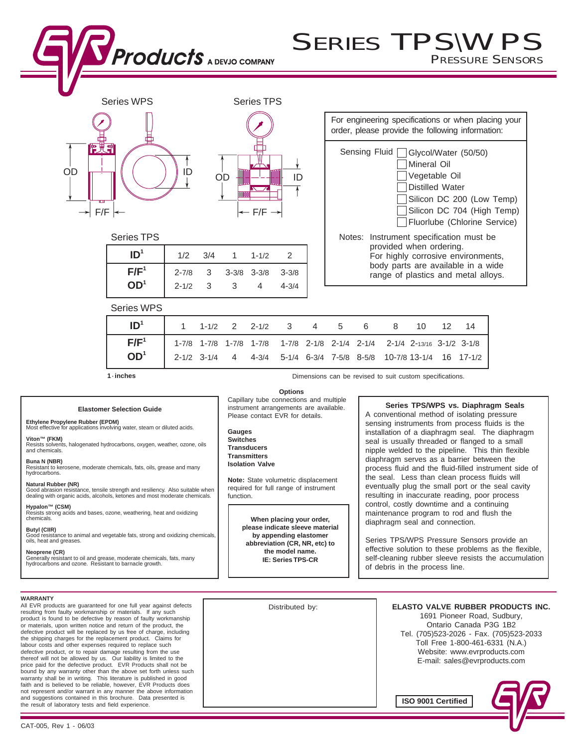# SERIES TPS\WPS

## PRESSURE SENSORS

Series WPS

Series TPS

OD ID F/F

OD ID F/F

For engineering specifications or when placing your order, please provide the following information:

Sensing Fluid
- ☐ Glycol/Water (50/50)
- ☐ Mineral Oil
- ☐ Vegetable Oil
- ☐ Distilled Water
- ☐ Silicon DC 200 (Low Temp)
- ☐ Silicon DC 704 (High Temp)
- ☐ Fluorlube (Chlorine Service)

Notes: Instrument specification must be provided when ordering. For highly corrosive environments, body parts are available in a wide range of plastics and metal alloys.

Series TPS

| ID[1] | 1/2 | 3/4 | 1 | 1-1/2 | 2 |
|---|---|---|---|---|---|
| F/F[1] | 2-7/8 | 3 | 3-3/8 | 3-3/8 | 3-3/8 |
| OD[1] | 2-1/2 | 3 | 3 | 4 | 4-3/4 |

Series WPS

| ID[1] | 1 | 1-1/2 | 2 | 2-1/2 | 3 | 4 | 5 | 6 | 8 | 10 | 12 | 14 |
|---|---|---|---|---|---|---|---|---|---|---|---|---|
| F/F[1] | 1-7/8 | 1-7/8 | 1-7/8 | 1-7/8 | 1-7/8 | 2-1/8 | 2-1/4 | 2-1/4 | 2-1/4 | 2-13/16 | 3-1/2 | 3-1/8 |
| OD[1] | 2-1/2 | 3-1/4 | 4 | 4-3/4 | 5-1/4 | 6-3/4 | 7-5/8 | 8-5/8 | 10-7/8 | 13-1/4 | 16 | 17-1/2 |

1 - inches

Dimensions can be revised to suit custom specifications.

### Elastomer Selection Guide

**Ethylene Propylene Rubber (EPDM)**
Most effective for applications involving water, steam or diluted acids.

**Viton™ (FKM)**
Resists solvents, halogenated hydrocarbons, oxygen, weather, ozone, oils and chemicals.

**Buna N (NBR)**
Resistant to kerosene, moderate chemicals, fats, oils, grease and many hydrocarbons.

**Natural Rubber (NR)**
Good abrasion resistance, tensile strength and resiliency. Also suitable when dealing with organic acids, alcohols, ketones and most moderate chemicals.

**Hypalon™ (CSM)**
Resists strong acids and bases, ozone, weathering, heat and oxidizing chemicals.

**Butyl (CIIR)**
Good resistance to animal and vegetable fats, strong and oxidizing chemicals, oils, heat and greases.

**Neoprene (CR)**
Generally resistant to oil and grease, moderate chemicals, fats, many hydrocarbons and ozone. Resistant to barnacle growth.

### Options

Capillary tube connections and multiple instrument arrangements are available. Please contact EVR for details.

**Gauges**
**Switches**
**Transducers**
**Transmitters**
**Isolation Valve**

**Note:** State volumetric displacement required for full range of instrument function.

**When placing your order, please indicate sleeve material by appending elastomer abbreviation (CR, NR, etc) to the model name.**
**IE: Series TPS-CR**

### Series TPS/WPS vs. Diaphragm Seals

A conventional method of isolating pressure sensing instruments from process fluids is the installation of a diaphragm seal. The diaphragm seal is usually threaded or flanged to a small nipple welded to the pipeline. This thin flexible diaphragm serves as a barrier between the process fluid and the fluid-filled instrument side of the seal. Less than clean process fluids will eventually plug the small port or the seal cavity resulting in inaccurate reading, poor process control, costly downtime and a continuing maintenance program to rod and flush the diaphragm seal and connection.

Series TPS/WPS Pressure Sensors provide an effective solution to these problems as the flexible, self-cleaning rubber sleeve resists the accumulation of debris in the process line.

**WARRANTY**
All EVR products are guaranteed for one full year against defects resulting from faulty workmanship or materials. If any such product is found to be defective by reason of faulty workmanship or materials, upon written notice and return of the product, the defective product will be replaced by us free of charge, including the shipping charges for the replacement product. Claims for labour costs and other expenses required to replace such defective product, or to repair damage resulting from the use thereof will not be allowed by us. Our liability is limited to the price paid for the defective product. EVR Products shall not be bound by any warranty other than the above set forth unless such warranty shall be in writing. This literature is published in good faith and is believed to be reliable, however, EVR Products does not represent and/or warrant in any manner the above information and suggestions contained in this brochure. Data presented is the result of laboratory tests and field experience.

Distributed by:

**ELASTO VALVE RUBBER PRODUCTS INC.**
1691 Pioneer Road, Sudbury,
Ontario Canada P3G 1B2
Tel. (705)523-2026 - Fax. (705)523-2033
Toll Free 1-800-461-6331 (N.A.)
Website: www.evrproducts.com
E-mail: sales@evrproducts.com

**ISO 9001 Certified**

CAT-005, Rev 1 - 06/03